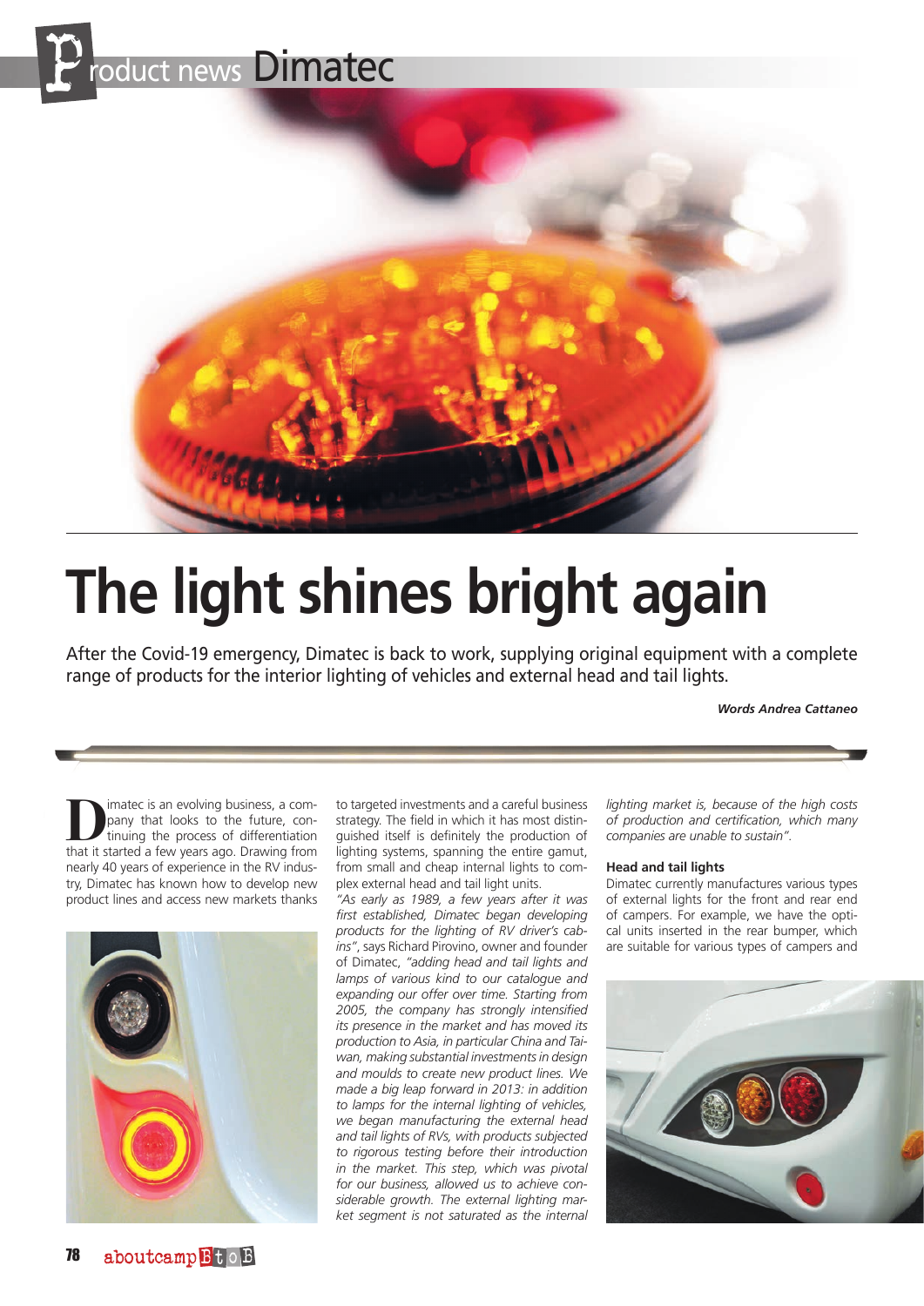# The light shines bright again

After the Covid-19 emergency, Dimatec is back to work, supplying original equipment with a complete range of products for the interior lighting of vehicles and external head and tail lights.

***Words Andrea Cattaneo***

Dimatec is an evolving business, a company that looks to the future, continuing the process of differentiation that it started a few years ago. Drawing from nearly 40 years of experience in the RV industry, Dimatec has known how to develop new product lines and access new markets thanks to targeted investments and a careful business strategy. The field in which it has most distinguished itself is definitely the production of lighting systems, spanning the entire gamut, from small and cheap internal lights to complex external head and tail light units.

*"As early as 1989, a few years after it was first established, Dimatec began developing products for the lighting of RV driver's cabins"*, says Richard Pirovino, owner and founder of Dimatec, *"adding head and tail lights and lamps of various kind to our catalogue and expanding our offer over time. Starting from 2005, the company has strongly intensified its presence in the market and has moved its production to Asia, in particular China and Taiwan, making substantial investments in design and moulds to create new product lines. We made a big leap forward in 2013: in addition to lamps for the internal lighting of vehicles, we began manufacturing the external head and tail lights of RVs, with products subjected to rigorous testing before their introduction in the market. This step, which was pivotal for our business, allowed us to achieve considerable growth. The external lighting market segment is not saturated as the internal lighting market is, because of the high costs of production and certification, which many companies are unable to sustain"*.

### Head and tail lights

Dimatec currently manufactures various types of external lights for the front and rear end of campers. For example, we have the optical units inserted in the rear bumper, which are suitable for various types of campers and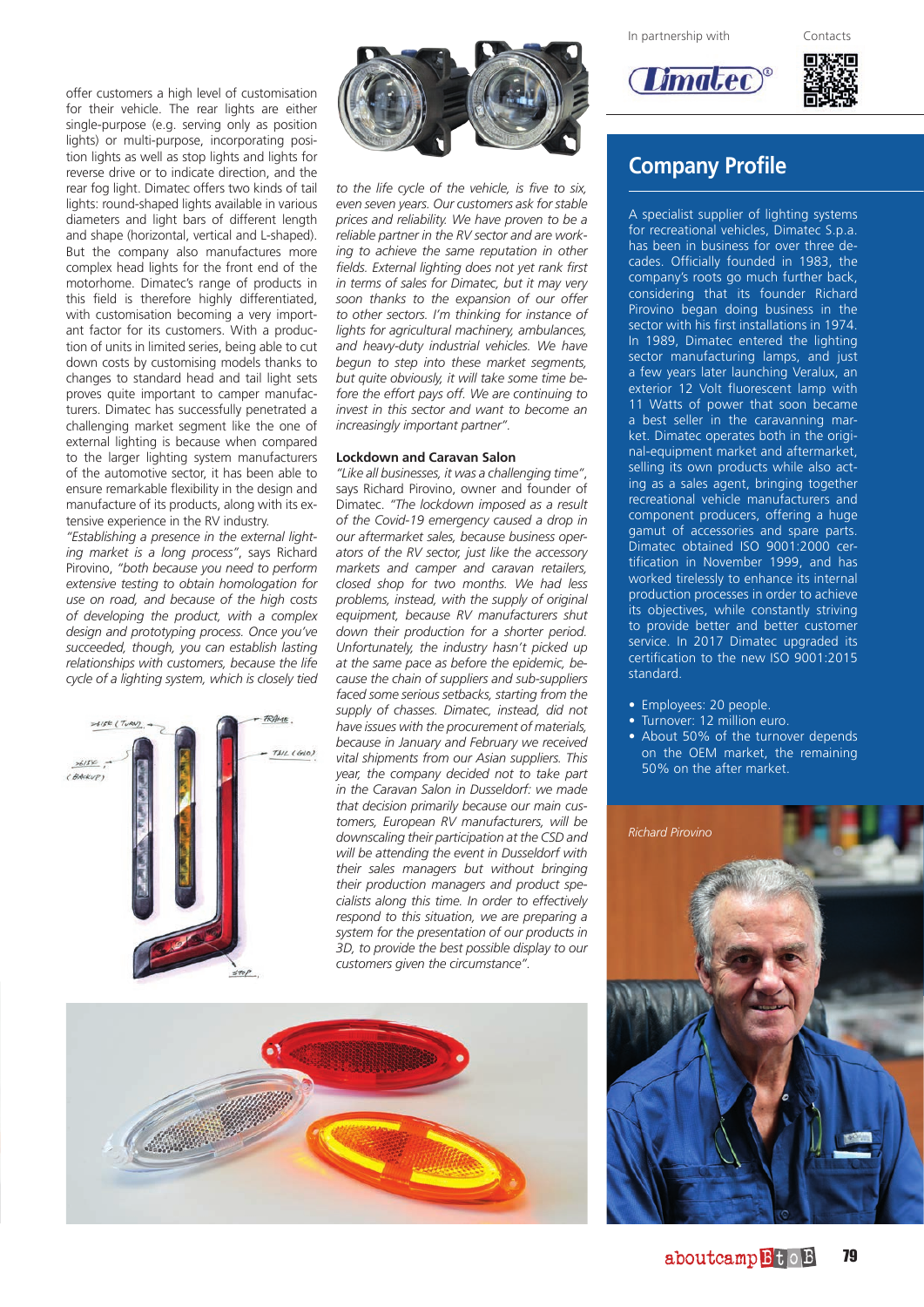offer customers a high level of customisation for their vehicle. The rear lights are either single-purpose (e.g. serving only as position lights) or multi-purpose, incorporating position lights as well as stop lights and lights for reverse drive or to indicate direction, and the rear fog light. Dimatec offers two kinds of tail lights: round-shaped lights available in various diameters and light bars of different length and shape (horizontal, vertical and L-shaped). But the company also manufactures more complex head lights for the front end of the motorhome. Dimatec's range of products in this field is therefore highly differentiated, with customisation becoming a very important factor for its customers. With a production of units in limited series, being able to cut down costs by customising models thanks to changes to standard head and tail light sets proves quite important to camper manufacturers. Dimatec has successfully penetrated a challenging market segment like the one of external lighting is because when compared to the larger lighting system manufacturers of the automotive sector, it has been able to ensure remarkable flexibility in the design and manufacture of its products, along with its extensive experience in the RV industry.

*"Establishing a presence in the external lighting market is a long process"*, says Richard Pirovino, *"both because you need to perform extensive testing to obtain homologation for use on road, and because of the high costs of developing the product, with a complex design and prototyping process. Once you've succeeded, though, you can establish lasting relationships with customers, because the life cycle of a lighting system, which is closely tied to the life cycle of the vehicle, is five to six, even seven years. Our customers ask for stable prices and reliability. We have proven to be a reliable partner in the RV sector and are working to achieve the same reputation in other fields. External lighting does not yet rank first in terms of sales for Dimatec, but it may very soon thanks to the expansion of our offer to other sectors. I'm thinking for instance of lights for agricultural machinery, ambulances, and heavy-duty industrial vehicles. We have begun to step into these market segments, but quite obviously, it will take some time before the effort pays off. We are continuing to invest in this sector and want to become an increasingly important partner"*.

### Lockdown and Caravan Salon

*"Like all businesses, it was a challenging time"*, says Richard Pirovino, owner and founder of Dimatec. *"The lockdown imposed as a result of the Covid-19 emergency caused a drop in our aftermarket sales, because business operators of the RV sector, just like the accessory markets and camper and caravan retailers, closed shop for two months. We had less problems, instead, with the supply of original equipment, because RV manufacturers shut down their production for a shorter period. Unfortunately, the industry hasn't picked up at the same pace as before the epidemic, because the chain of suppliers and sub-suppliers faced some serious setbacks, starting from the supply of chasses. Dimatec, instead, did not have issues with the procurement of materials, because in January and February we received vital shipments from our Asian suppliers. This year, the company decided not to take part in the Caravan Salon in Dusseldorf: we made that decision primarily because our main customers, European RV manufacturers, will be downscaling their participation at the CSD and will be attending the event in Dusseldorf with their sales managers but without bringing their production managers and product specialists along this time. In order to effectively respond to this situation, we are preparing a system for the presentation of our products in 3D, to provide the best possible display to our customers given the circumstance"*.

In partnership with

Dimatec®

Contacts

## Company Profile

A specialist supplier of lighting systems for recreational vehicles, Dimatec S.p.a. has been in business for over three decades. Officially founded in 1983, the company's roots go much further back, considering that its founder Richard Pirovino began doing business in the sector with his first installations in 1974. In 1989, Dimatec entered the lighting sector manufacturing lamps, and just a few years later launching Veralux, an exterior 12 Volt fluorescent lamp with 11 Watts of power that soon became a best seller in the caravanning market. Dimatec operates both in the original-equipment market and aftermarket, selling its own products while also acting as a sales agent, bringing together recreational vehicle manufacturers and component producers, offering a huge gamut of accessories and spare parts. Dimatec obtained ISO 9001:2000 certification in November 1999, and has worked tirelessly to enhance its internal production processes in order to achieve its objectives, while constantly striving to provide better and better customer service. In 2017 Dimatec upgraded its certification to the new ISO 9001:2015 standard.

- Employees: 20 people.
- Turnover: 12 million euro.
- About 50% of the turnover depends on the OEM market, the remaining 50% on the after market.

*Richard Pirovino*